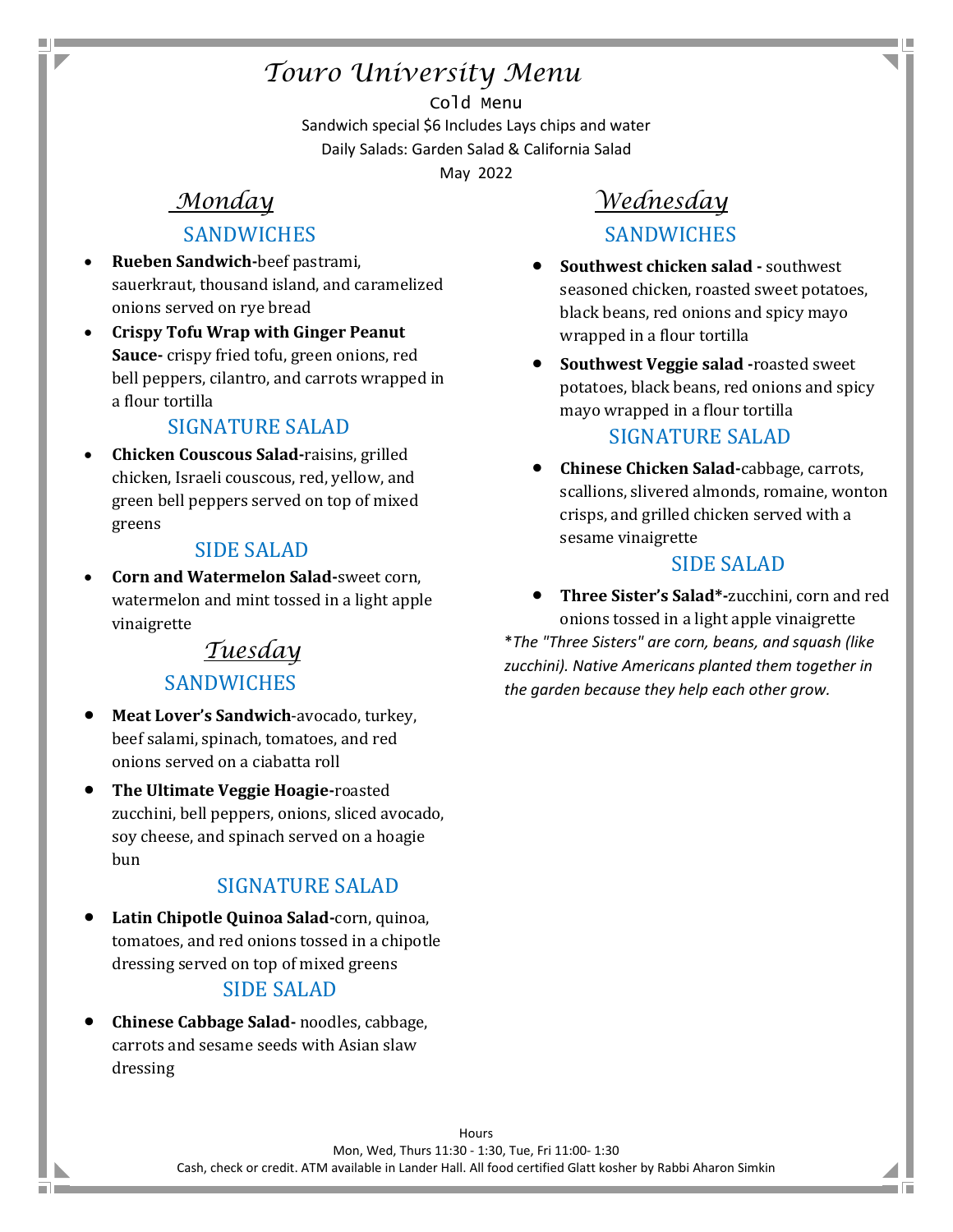# Touro University Menu

Cold Menu

Sandwich special $6 Includes Lays chips and water

Daily Salads: Garden Salad & California Salad

May 2022

## Monday

### SANDWICHES

- **Rueben Sandwich-**beef pastrami, sauerkraut, thousand island, and caramelized onions served on rye bread
- **Crispy Tofu Wrap with Ginger Peanut Sauce-** crispy fried tofu, green onions, red bell peppers, cilantro, and carrots wrapped in a flour tortilla

### SIGNATURE SALAD

- **Chicken Couscous Salad-**raisins, grilled chicken, Israeli couscous, red, yellow, and green bell peppers served on top of mixed greens

### SIDE SALAD

- **Corn and Watermelon Salad-**sweet corn, watermelon and mint tossed in a light apple vinaigrette

## Tuesday

### SANDWICHES

- **Meat Lover's Sandwich**-avocado, turkey, beef salami, spinach, tomatoes, and red onions served on a ciabatta roll
- **The Ultimate Veggie Hoagie-**roasted zucchini, bell peppers, onions, sliced avocado, soy cheese, and spinach served on a hoagie bun

### SIGNATURE SALAD

- **Latin Chipotle Quinoa Salad-**corn, quinoa, tomatoes, and red onions tossed in a chipotle dressing served on top of mixed greens

### SIDE SALAD

- **Chinese Cabbage Salad-** noodles, cabbage, carrots and sesame seeds with Asian slaw dressing

## Wednesday

### SANDWICHES

- **Southwest chicken salad -** southwest seasoned chicken, roasted sweet potatoes, black beans, red onions and spicy mayo wrapped in a flour tortilla
- **Southwest Veggie salad -**roasted sweet potatoes, black beans, red onions and spicy mayo wrapped in a flour tortilla

### SIGNATURE SALAD

- **Chinese Chicken Salad-**cabbage, carrots, scallions, slivered almonds, romaine, wonton crisps, and grilled chicken served with a sesame vinaigrette

### SIDE SALAD

- **Three Sister's Salad*-**zucchini, corn and red onions tossed in a light apple vinaigrette

*\*The "Three Sisters" are corn, beans, and squash (like zucchini). Native Americans planted them together in the garden because they help each other grow.*

Hours

Mon, Wed, Thurs 11:30 - 1:30, Tue, Fri 11:00- 1:30

Cash, check or credit. ATM available in Lander Hall. All food certified Glatt kosher by Rabbi Aharon Simkin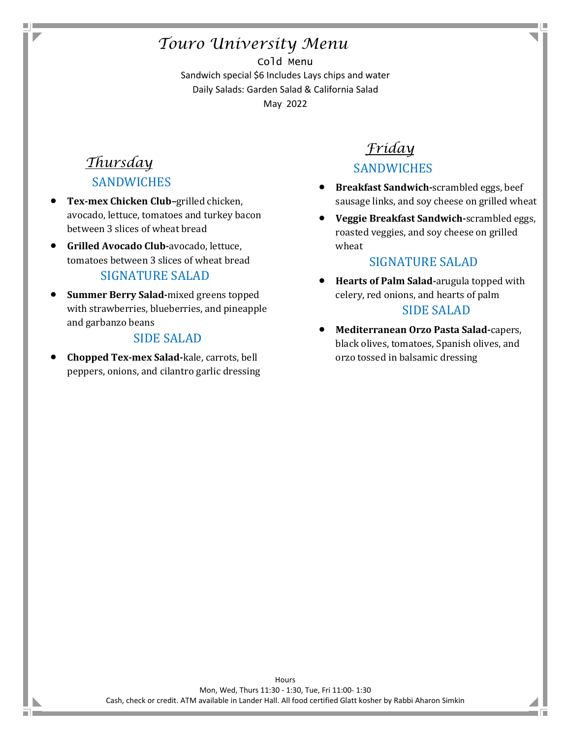# Touro University Menu

Cold Menu

Sandwich special $6 Includes Lays chips and water

Daily Salads: Garden Salad & California Salad

May 2022

## *Thursday*

### SANDWICHES

- **Tex-mex Chicken Club–**grilled chicken, avocado, lettuce, tomatoes and turkey bacon between 3 slices of wheat bread
- **Grilled Avocado Club-**avocado, lettuce, tomatoes between 3 slices of wheat bread

### SIGNATURE SALAD

- **Summer Berry Salad-**mixed greens topped with strawberries, blueberries, and pineapple and garbanzo beans

### SIDE SALAD

- **Chopped Tex-mex Salad-**kale, carrots, bell peppers, onions, and cilantro garlic dressing

## *Friday*

### SANDWICHES

- **Breakfast Sandwich-**scrambled eggs, beef sausage links, and soy cheese on grilled wheat
- **Veggie Breakfast Sandwich-**scrambled eggs, roasted veggies, and soy cheese on grilled wheat

### SIGNATURE SALAD

- **Hearts of Palm Salad-**arugula topped with celery, red onions, and hearts of palm

### SIDE SALAD

- **Mediterranean Orzo Pasta Salad-**capers, black olives, tomatoes, Spanish olives, and orzo tossed in balsamic dressing

Hours

Mon, Wed, Thurs 11:30 - 1:30, Tue, Fri 11:00- 1:30

Cash, check or credit. ATM available in Lander Hall. All food certified Glatt kosher by Rabbi Aharon Simkin